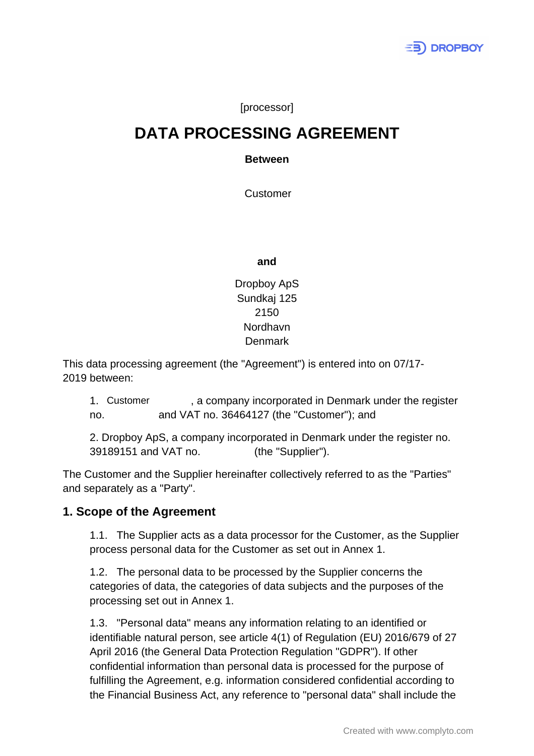[processor]

# DATA PROCESSING AGREEMENT

**Between**

Customer

**and**

Dropboy ApS
Sundkaj 125
2150
Nordhavn
Denmark

This data processing agreement (the "Agreement") is entered into on 07/17-2019 between:

1. Customer , a company incorporated in Denmark under the register no. and VAT no. 36464127 (the "Customer"); and

2. Dropboy ApS, a company incorporated in Denmark under the register no. 39189151 and VAT no. (the "Supplier").

The Customer and the Supplier hereinafter collectively referred to as the "Parties" and separately as a "Party".

## 1. Scope of the Agreement

1.1. The Supplier acts as a data processor for the Customer, as the Supplier process personal data for the Customer as set out in Annex 1.

1.2. The personal data to be processed by the Supplier concerns the categories of data, the categories of data subjects and the purposes of the processing set out in Annex 1.

1.3. "Personal data" means any information relating to an identified or identifiable natural person, see article 4(1) of Regulation (EU) 2016/679 of 27 April 2016 (the General Data Protection Regulation "GDPR"). If other confidential information than personal data is processed for the purpose of fulfilling the Agreement, e.g. information considered confidential according to the Financial Business Act, any reference to "personal data" shall include the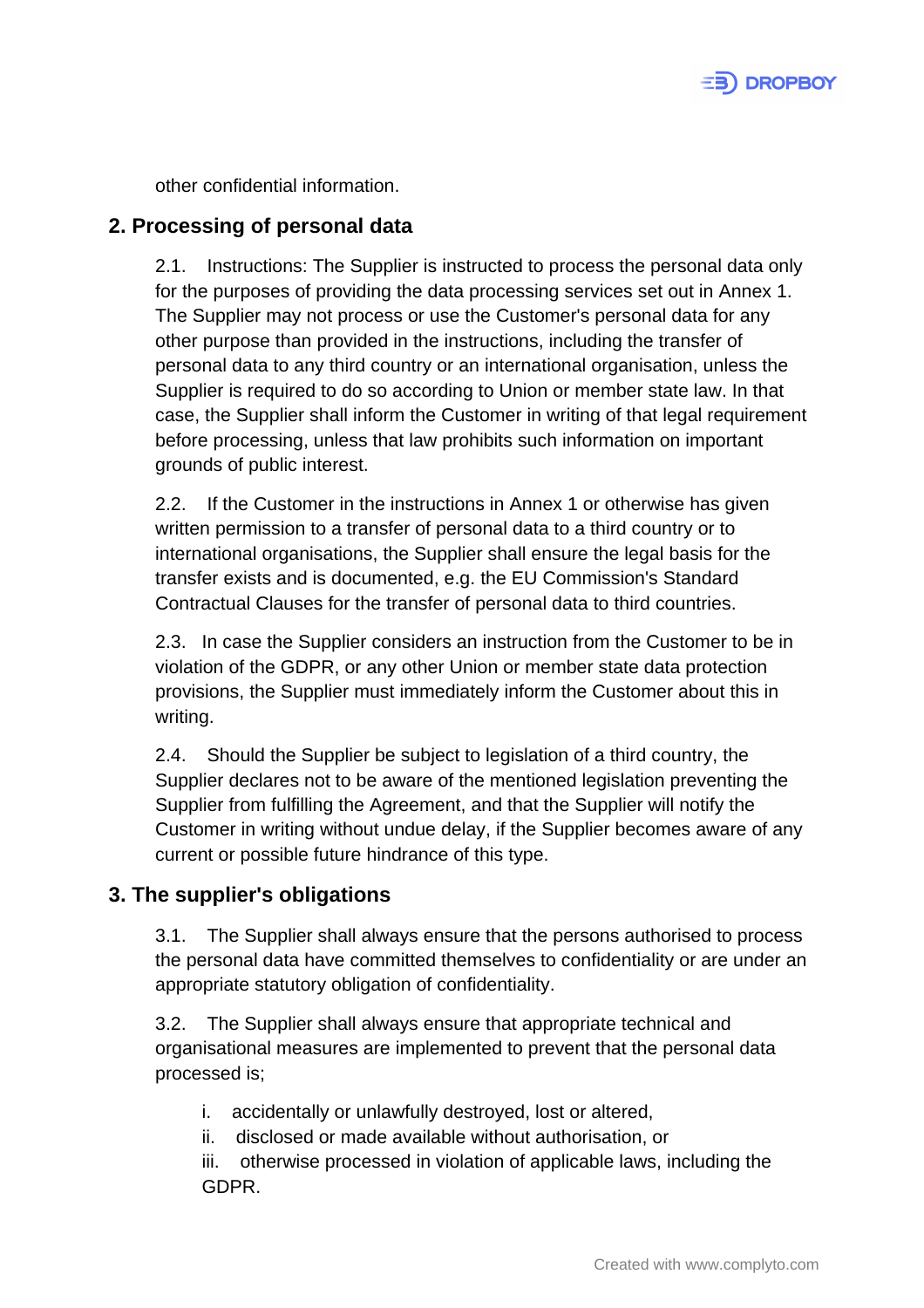other confidential information.

## 2. Processing of personal data

2.1. Instructions: The Supplier is instructed to process the personal data only for the purposes of providing the data processing services set out in Annex 1. The Supplier may not process or use the Customer's personal data for any other purpose than provided in the instructions, including the transfer of personal data to any third country or an international organisation, unless the Supplier is required to do so according to Union or member state law. In that case, the Supplier shall inform the Customer in writing of that legal requirement before processing, unless that law prohibits such information on important grounds of public interest.

2.2. If the Customer in the instructions in Annex 1 or otherwise has given written permission to a transfer of personal data to a third country or to international organisations, the Supplier shall ensure the legal basis for the transfer exists and is documented, e.g. the EU Commission's Standard Contractual Clauses for the transfer of personal data to third countries.

2.3. In case the Supplier considers an instruction from the Customer to be in violation of the GDPR, or any other Union or member state data protection provisions, the Supplier must immediately inform the Customer about this in writing.

2.4. Should the Supplier be subject to legislation of a third country, the Supplier declares not to be aware of the mentioned legislation preventing the Supplier from fulfilling the Agreement, and that the Supplier will notify the Customer in writing without undue delay, if the Supplier becomes aware of any current or possible future hindrance of this type.

## 3. The supplier's obligations

3.1. The Supplier shall always ensure that the persons authorised to process the personal data have committed themselves to confidentiality or are under an appropriate statutory obligation of confidentiality.

3.2. The Supplier shall always ensure that appropriate technical and organisational measures are implemented to prevent that the personal data processed is;

i. accidentally or unlawfully destroyed, lost or altered,
ii. disclosed or made available without authorisation, or
iii. otherwise processed in violation of applicable laws, including the GDPR.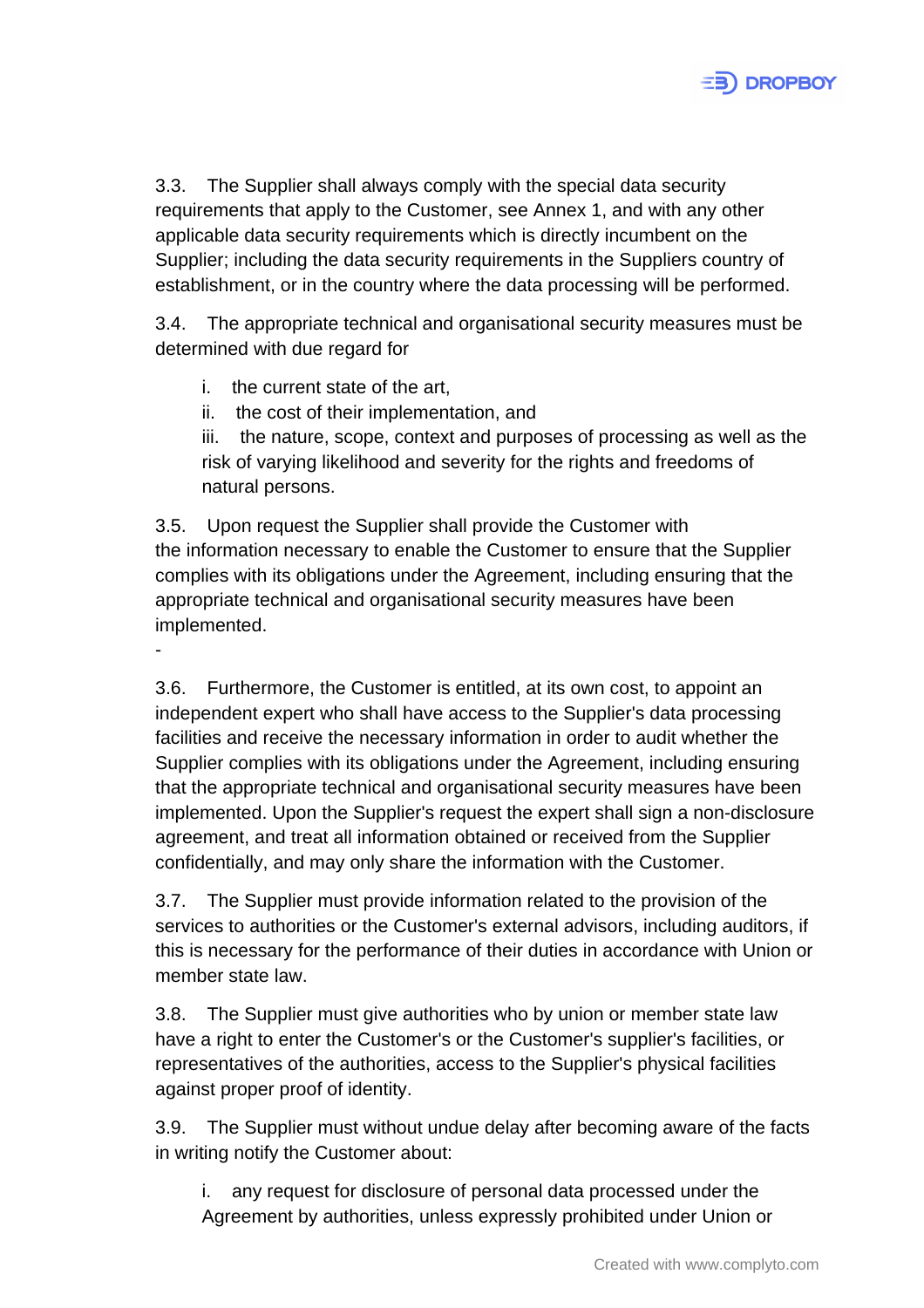3.3. The Supplier shall always comply with the special data security requirements that apply to the Customer, see Annex 1, and with any other applicable data security requirements which is directly incumbent on the Supplier; including the data security requirements in the Suppliers country of establishment, or in the country where the data processing will be performed.

3.4. The appropriate technical and organisational security measures must be determined with due regard for

i. the current state of the art,
ii. the cost of their implementation, and
iii. the nature, scope, context and purposes of processing as well as the risk of varying likelihood and severity for the rights and freedoms of natural persons.

3.5. Upon request the Supplier shall provide the Customer with the information necessary to enable the Customer to ensure that the Supplier complies with its obligations under the Agreement, including ensuring that the appropriate technical and organisational security measures have been implemented.

-

3.6. Furthermore, the Customer is entitled, at its own cost, to appoint an independent expert who shall have access to the Supplier's data processing facilities and receive the necessary information in order to audit whether the Supplier complies with its obligations under the Agreement, including ensuring that the appropriate technical and organisational security measures have been implemented. Upon the Supplier's request the expert shall sign a non-disclosure agreement, and treat all information obtained or received from the Supplier confidentially, and may only share the information with the Customer.

3.7. The Supplier must provide information related to the provision of the services to authorities or the Customer's external advisors, including auditors, if this is necessary for the performance of their duties in accordance with Union or member state law.

3.8. The Supplier must give authorities who by union or member state law have a right to enter the Customer's or the Customer's supplier's facilities, or representatives of the authorities, access to the Supplier's physical facilities against proper proof of identity.

3.9. The Supplier must without undue delay after becoming aware of the facts in writing notify the Customer about:

i. any request for disclosure of personal data processed under the Agreement by authorities, unless expressly prohibited under Union or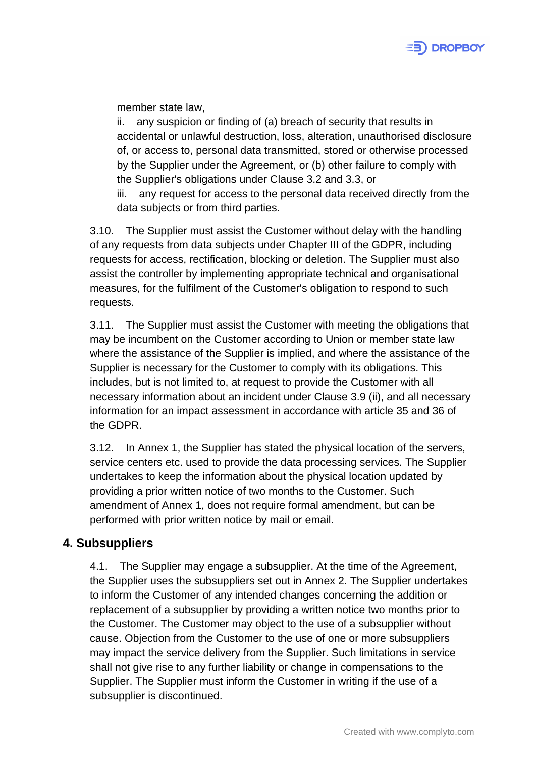member state law,

ii. any suspicion or finding of (a) breach of security that results in accidental or unlawful destruction, loss, alteration, unauthorised disclosure of, or access to, personal data transmitted, stored or otherwise processed by the Supplier under the Agreement, or (b) other failure to comply with the Supplier's obligations under Clause 3.2 and 3.3, or

iii. any request for access to the personal data received directly from the data subjects or from third parties.

3.10. The Supplier must assist the Customer without delay with the handling of any requests from data subjects under Chapter III of the GDPR, including requests for access, rectification, blocking or deletion. The Supplier must also assist the controller by implementing appropriate technical and organisational measures, for the fulfilment of the Customer's obligation to respond to such requests.

3.11. The Supplier must assist the Customer with meeting the obligations that may be incumbent on the Customer according to Union or member state law where the assistance of the Supplier is implied, and where the assistance of the Supplier is necessary for the Customer to comply with its obligations. This includes, but is not limited to, at request to provide the Customer with all necessary information about an incident under Clause 3.9 (ii), and all necessary information for an impact assessment in accordance with article 35 and 36 of the GDPR.

3.12. In Annex 1, the Supplier has stated the physical location of the servers, service centers etc. used to provide the data processing services. The Supplier undertakes to keep the information about the physical location updated by providing a prior written notice of two months to the Customer. Such amendment of Annex 1, does not require formal amendment, but can be performed with prior written notice by mail or email.

## 4. Subsuppliers

4.1. The Supplier may engage a subsupplier. At the time of the Agreement, the Supplier uses the subsuppliers set out in Annex 2. The Supplier undertakes to inform the Customer of any intended changes concerning the addition or replacement of a subsupplier by providing a written notice two months prior to the Customer. The Customer may object to the use of a subsupplier without cause. Objection from the Customer to the use of one or more subsuppliers may impact the service delivery from the Supplier. Such limitations in service shall not give rise to any further liability or change in compensations to the Supplier. The Supplier must inform the Customer in writing if the use of a subsupplier is discontinued.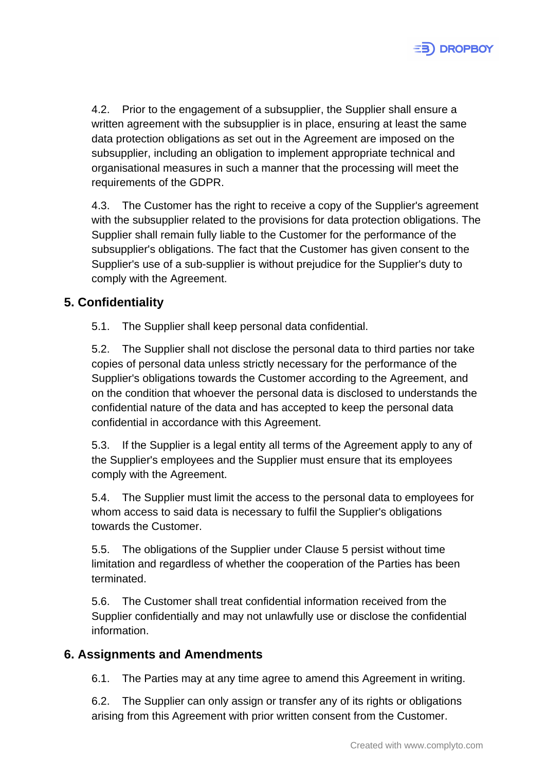4.2. Prior to the engagement of a subsupplier, the Supplier shall ensure a written agreement with the subsupplier is in place, ensuring at least the same data protection obligations as set out in the Agreement are imposed on the subsupplier, including an obligation to implement appropriate technical and organisational measures in such a manner that the processing will meet the requirements of the GDPR.

4.3. The Customer has the right to receive a copy of the Supplier's agreement with the subsupplier related to the provisions for data protection obligations. The Supplier shall remain fully liable to the Customer for the performance of the subsupplier's obligations. The fact that the Customer has given consent to the Supplier's use of a sub-supplier is without prejudice for the Supplier's duty to comply with the Agreement.

## 5. Confidentiality

5.1. The Supplier shall keep personal data confidential.

5.2. The Supplier shall not disclose the personal data to third parties nor take copies of personal data unless strictly necessary for the performance of the Supplier's obligations towards the Customer according to the Agreement, and on the condition that whoever the personal data is disclosed to understands the confidential nature of the data and has accepted to keep the personal data confidential in accordance with this Agreement.

5.3. If the Supplier is a legal entity all terms of the Agreement apply to any of the Supplier's employees and the Supplier must ensure that its employees comply with the Agreement.

5.4. The Supplier must limit the access to the personal data to employees for whom access to said data is necessary to fulfil the Supplier's obligations towards the Customer.

5.5. The obligations of the Supplier under Clause 5 persist without time limitation and regardless of whether the cooperation of the Parties has been terminated.

5.6. The Customer shall treat confidential information received from the Supplier confidentially and may not unlawfully use or disclose the confidential information.

## 6. Assignments and Amendments

6.1. The Parties may at any time agree to amend this Agreement in writing.

6.2. The Supplier can only assign or transfer any of its rights or obligations arising from this Agreement with prior written consent from the Customer.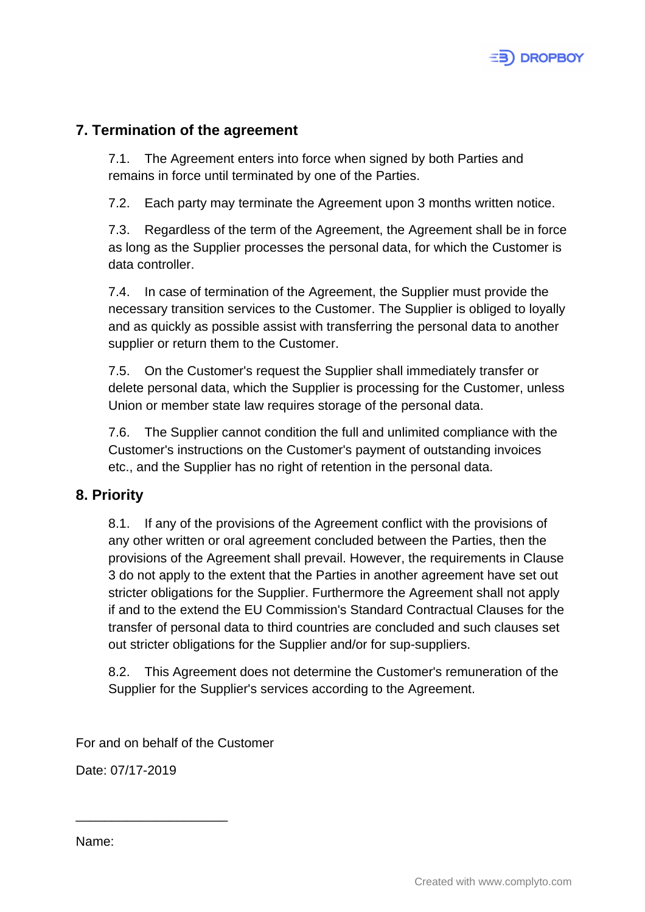## 7. Termination of the agreement

7.1. The Agreement enters into force when signed by both Parties and remains in force until terminated by one of the Parties.

7.2. Each party may terminate the Agreement upon 3 months written notice.

7.3. Regardless of the term of the Agreement, the Agreement shall be in force as long as the Supplier processes the personal data, for which the Customer is data controller.

7.4. In case of termination of the Agreement, the Supplier must provide the necessary transition services to the Customer. The Supplier is obliged to loyally and as quickly as possible assist with transferring the personal data to another supplier or return them to the Customer.

7.5. On the Customer's request the Supplier shall immediately transfer or delete personal data, which the Supplier is processing for the Customer, unless Union or member state law requires storage of the personal data.

7.6. The Supplier cannot condition the full and unlimited compliance with the Customer's instructions on the Customer's payment of outstanding invoices etc., and the Supplier has no right of retention in the personal data.

## 8. Priority

8.1. If any of the provisions of the Agreement conflict with the provisions of any other written or oral agreement concluded between the Parties, then the provisions of the Agreement shall prevail. However, the requirements in Clause 3 do not apply to the extent that the Parties in another agreement have set out stricter obligations for the Supplier. Furthermore the Agreement shall not apply if and to the extend the EU Commission's Standard Contractual Clauses for the transfer of personal data to third countries are concluded and such clauses set out stricter obligations for the Supplier and/or for sup-suppliers.

8.2. This Agreement does not determine the Customer's remuneration of the Supplier for the Supplier's services according to the Agreement.

For and on behalf of the Customer

Date: 07/17-2019

_____________________

Name: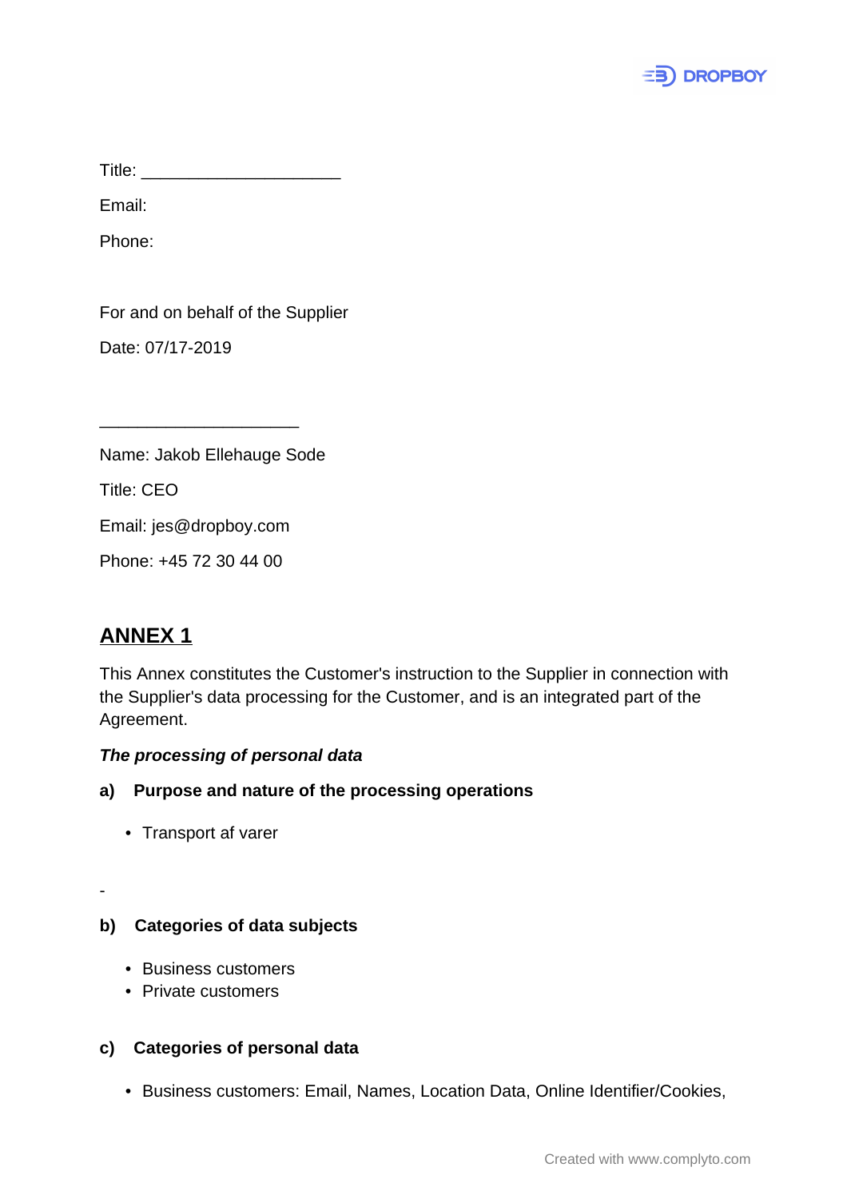Title: ____________________

Email:

Phone:

For and on behalf of the Supplier

Date: 07/17-2019

____________________

Name: Jakob Ellehauge Sode

Title: CEO

Email: jes@dropboy.com

Phone: +45 72 30 44 00

## ANNEX 1

This Annex constitutes the Customer's instruction to the Supplier in connection with the Supplier's data processing for the Customer, and is an integrated part of the Agreement.

***The processing of personal data***

**a) Purpose and nature of the processing operations**

- Transport af varer

-

**b) Categories of data subjects**

- Business customers
- Private customers

**c) Categories of personal data**

- Business customers: Email, Names, Location Data, Online Identifier/Cookies,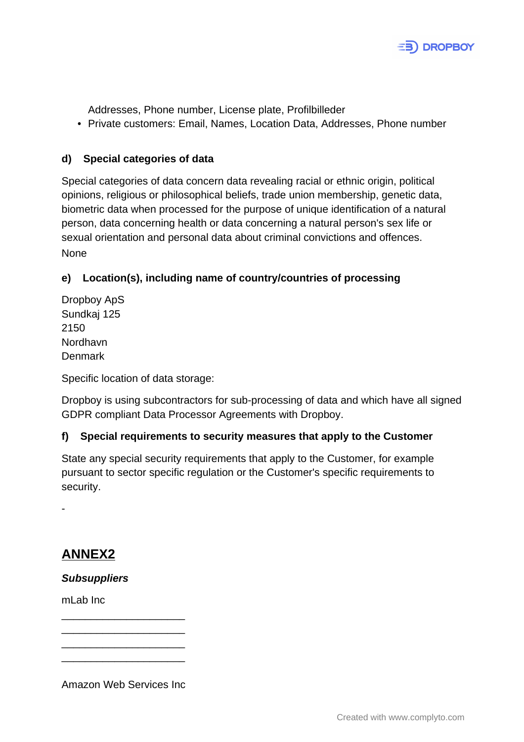Addresses, Phone number, License plate, Profilbilleder

- Private customers: Email, Names, Location Data, Addresses, Phone number

### d) Special categories of data

Special categories of data concern data revealing racial or ethnic origin, political opinions, religious or philosophical beliefs, trade union membership, genetic data, biometric data when processed for the purpose of unique identification of a natural person, data concerning health or data concerning a natural person's sex life or sexual orientation and personal data about criminal convictions and offences.

None

### e) Location(s), including name of country/countries of processing

Dropboy ApS
Sundkaj 125
2150
Nordhavn
Denmark

Specific location of data storage:

Dropboy is using subcontractors for sub-processing of data and which have all signed GDPR compliant Data Processor Agreements with Dropboy.

### f) Special requirements to security measures that apply to the Customer

State any special security requirements that apply to the Customer, for example pursuant to sector specific regulation or the Customer's specific requirements to security.

-

## ANNEX2

***Subsuppliers***

mLab Inc

______________________
______________________
______________________
______________________

Amazon Web Services Inc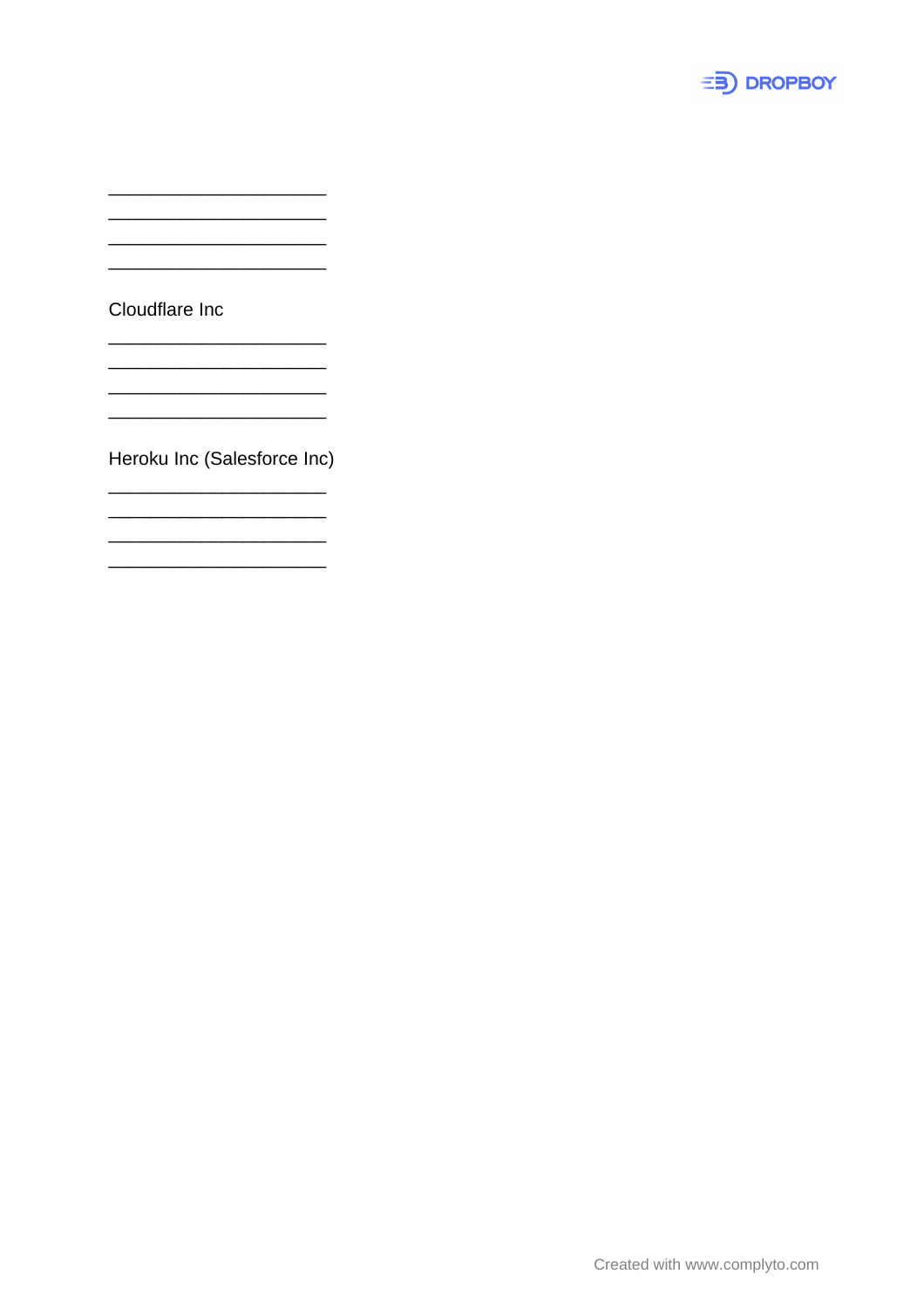\_\_\_\_\_\_\_\_\_\_\_\_\_\_\_\_\_\_\_\_\_\_

\_\_\_\_\_\_\_\_\_\_\_\_\_\_\_\_\_\_\_\_\_\_

\_\_\_\_\_\_\_\_\_\_\_\_\_\_\_\_\_\_\_\_\_\_

\_\_\_\_\_\_\_\_\_\_\_\_\_\_\_\_\_\_\_\_\_\_

Cloudflare Inc

\_\_\_\_\_\_\_\_\_\_\_\_\_\_\_\_\_\_\_\_\_\_

\_\_\_\_\_\_\_\_\_\_\_\_\_\_\_\_\_\_\_\_\_\_

\_\_\_\_\_\_\_\_\_\_\_\_\_\_\_\_\_\_\_\_\_\_

\_\_\_\_\_\_\_\_\_\_\_\_\_\_\_\_\_\_\_\_\_\_

Heroku Inc (Salesforce Inc)

\_\_\_\_\_\_\_\_\_\_\_\_\_\_\_\_\_\_\_\_\_\_

\_\_\_\_\_\_\_\_\_\_\_\_\_\_\_\_\_\_\_\_\_\_

\_\_\_\_\_\_\_\_\_\_\_\_\_\_\_\_\_\_\_\_\_\_

\_\_\_\_\_\_\_\_\_\_\_\_\_\_\_\_\_\_\_\_\_\_